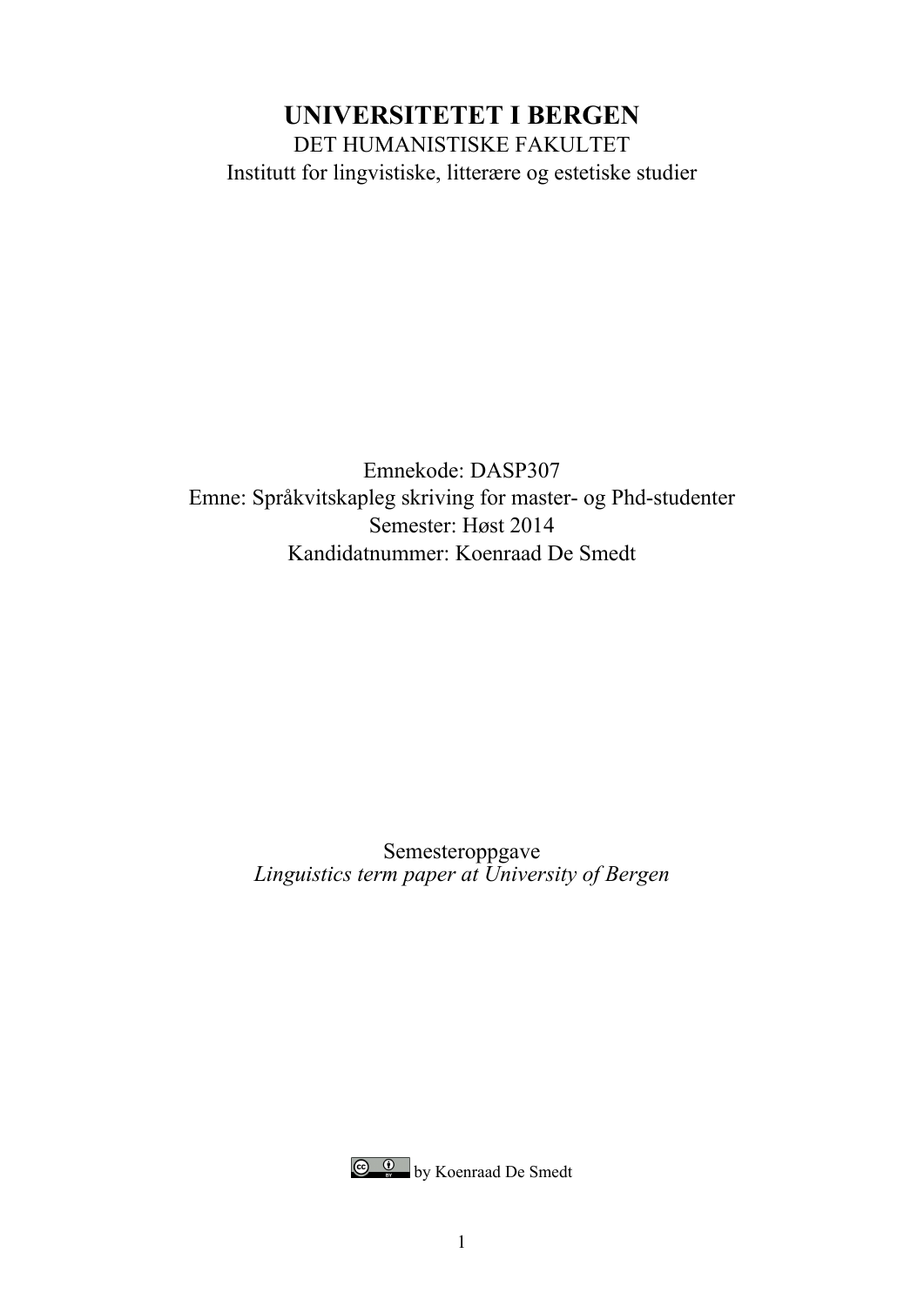# UNIVERSITETET I BERGEN

DET HUMANISTISKE FAKULTET

Institutt for lingvistiske, litterære og estetiske studier

Emnekode: DASP307

Emne: Språkvitskapleg skriving for master- og Phd-studenter

Semester: Høst 2014

Kandidatnummer: Koenraad De Smedt

Semesteroppgave

*Linguistics term paper at University of Bergen*

by Koenraad De Smedt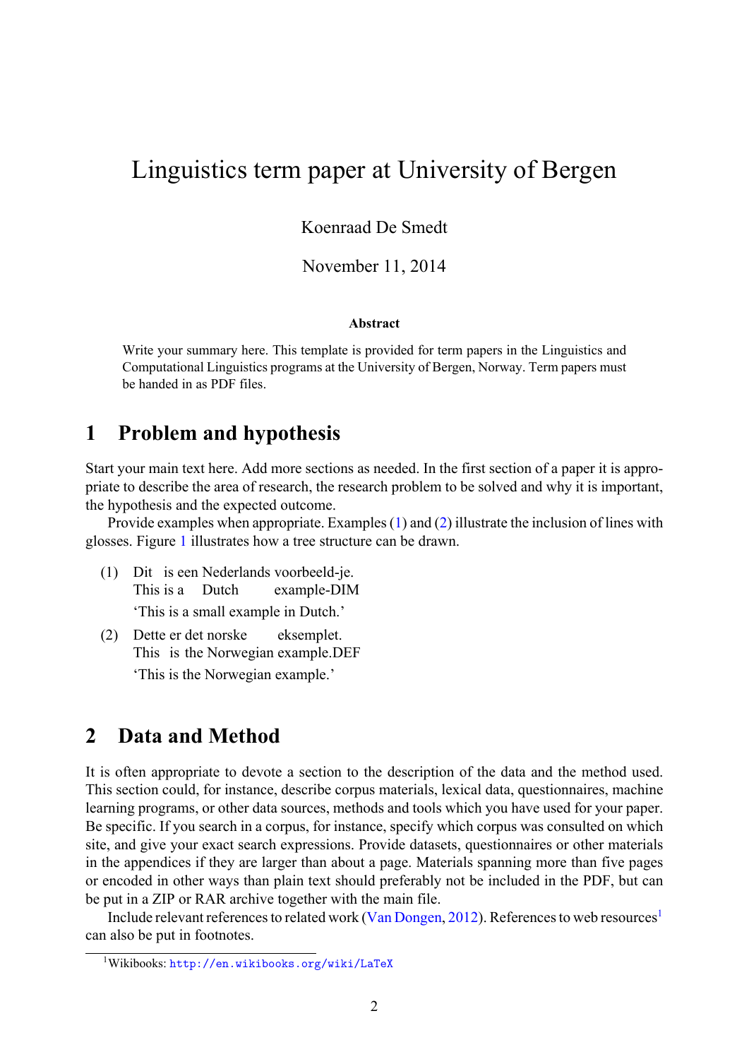# Linguistics term paper at University of Bergen

Koenraad De Smedt

November 11, 2014

**Abstract**

Write your summary here. This template is provided for term papers in the Linguistics and Computational Linguistics programs at the University of Bergen, Norway. Term papers must be handed in as PDF files.

## 1 Problem and hypothesis

Start your main text here. Add more sections as needed. In the first section of a paper it is appropriate to describe the area of research, the research problem to be solved and why it is important, the hypothesis and the expected outcome.

Provide examples when appropriate. Examples (1) and (2) illustrate the inclusion of lines with glosses. Figure 1 illustrates how a tree structure can be drawn.

(1) Dit is een Nederlands voorbeeld-je.
This is a Dutch example-DIM
'This is a small example in Dutch.'

(2) Dette er det norske eksemplet.
This is the Norwegian example.DEF
'This is the Norwegian example.'

## 2 Data and Method

It is often appropriate to devote a section to the description of the data and the method used. This section could, for instance, describe corpus materials, lexical data, questionnaires, machine learning programs, or other data sources, methods and tools which you have used for your paper. Be specific. If you search in a corpus, for instance, specify which corpus was consulted on which site, and give your exact search expressions. Provide datasets, questionnaires or other materials in the appendices if they are larger than about a page. Materials spanning more than five pages or encoded in other ways than plain text should preferably not be included in the PDF, but can be put in a ZIP or RAR archive together with the main file.

Include relevant references to related work (Van Dongen, 2012). References to web resources[1] can also be put in footnotes.

[1] Wikibooks: http://en.wikibooks.org/wiki/LaTeX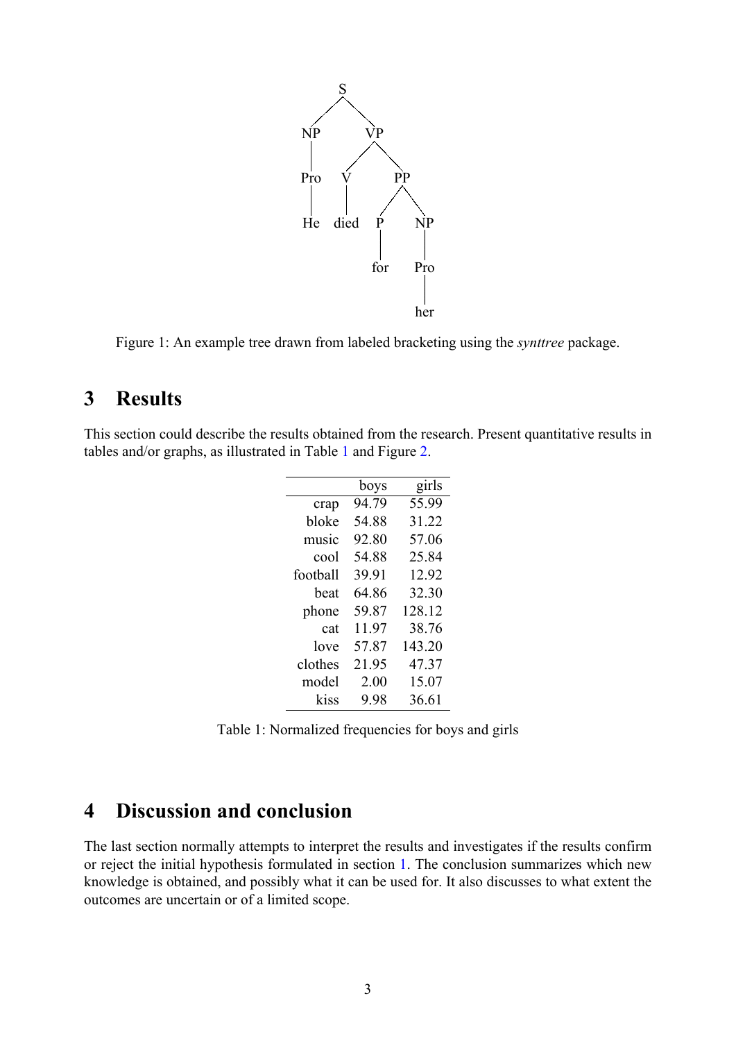Figure 1: An example tree drawn from labeled bracketing using the *synttree* package.

## 3 Results

This section could describe the results obtained from the research. Present quantitative results in tables and/or graphs, as illustrated in Table 1 and Figure 2.

| | boys | girls |
|---|---|---|
| crap | 94.79 | 55.99 |
| bloke | 54.88 | 31.22 |
| music | 92.80 | 57.06 |
| cool | 54.88 | 25.84 |
| football | 39.91 | 12.92 |
| beat | 64.86 | 32.30 |
| phone | 59.87 | 128.12 |
| cat | 11.97 | 38.76 |
| love | 57.87 | 143.20 |
| clothes | 21.95 | 47.37 |
| model | 2.00 | 15.07 |
| kiss | 9.98 | 36.61 |

Table 1: Normalized frequencies for boys and girls

## 4 Discussion and conclusion

The last section normally attempts to interpret the results and investigates if the results confirm or reject the initial hypothesis formulated in section 1. The conclusion summarizes which new knowledge is obtained, and possibly what it can be used for. It also discusses to what extent the outcomes are uncertain or of a limited scope.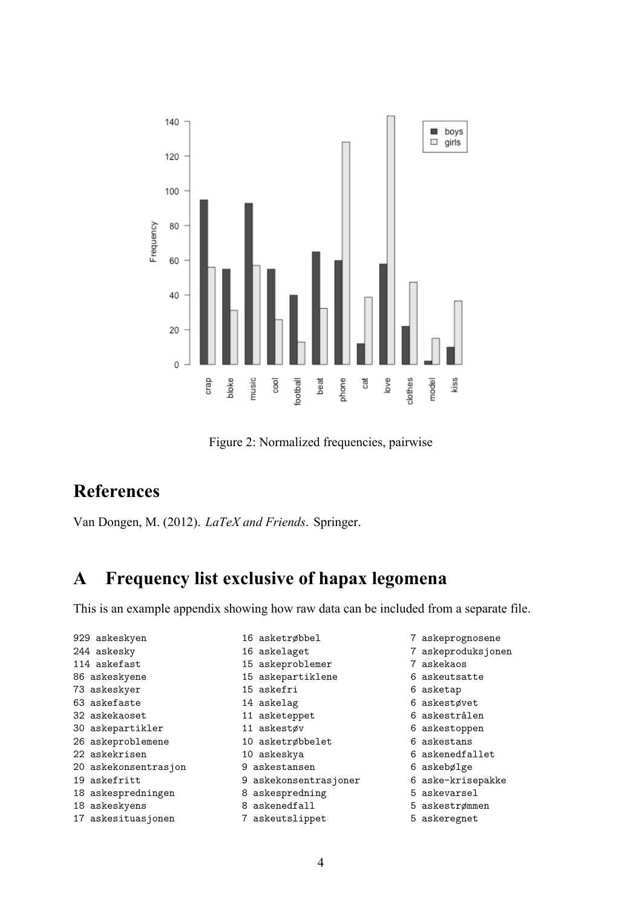Figure 2: Normalized frequencies, pairwise

## References

Van Dongen, M. (2012). *LaTeX and Friends*. Springer.

## A Frequency list exclusive of hapax legomena

This is an example appendix showing how raw data can be included from a separate file.

```
929 askeskyen
244 askesky
114 askefast
86 askeskyene
73 askeskyer
63 askefaste
32 askekaoset
30 askepartikler
26 askeproblemene
22 askekrisen
20 askekonsentrasjon
19 askefritt
18 askespredningen
18 askeskyens
17 askesituasjonen
16 asketrøbbel
16 askelaget
15 askeproblemer
15 askepartiklene
15 askefri
14 askelag
11 asketeppet
11 askestøv
10 asketrøbbelet
10 askeskya
9 askestansen
9 askekonsentrasjoner
8 askespredning
8 askenedfall
7 askeutslippet
7 askeprognosene
7 askeproduksjonen
7 askekaos
6 askeutsatte
6 asketap
6 askestøvet
6 askestrålen
6 askestoppen
6 askestans
6 askenedfallet
6 askebølge
6 aske-krisepakke
5 askevarsel
5 askestrømmen
5 askeregnet
```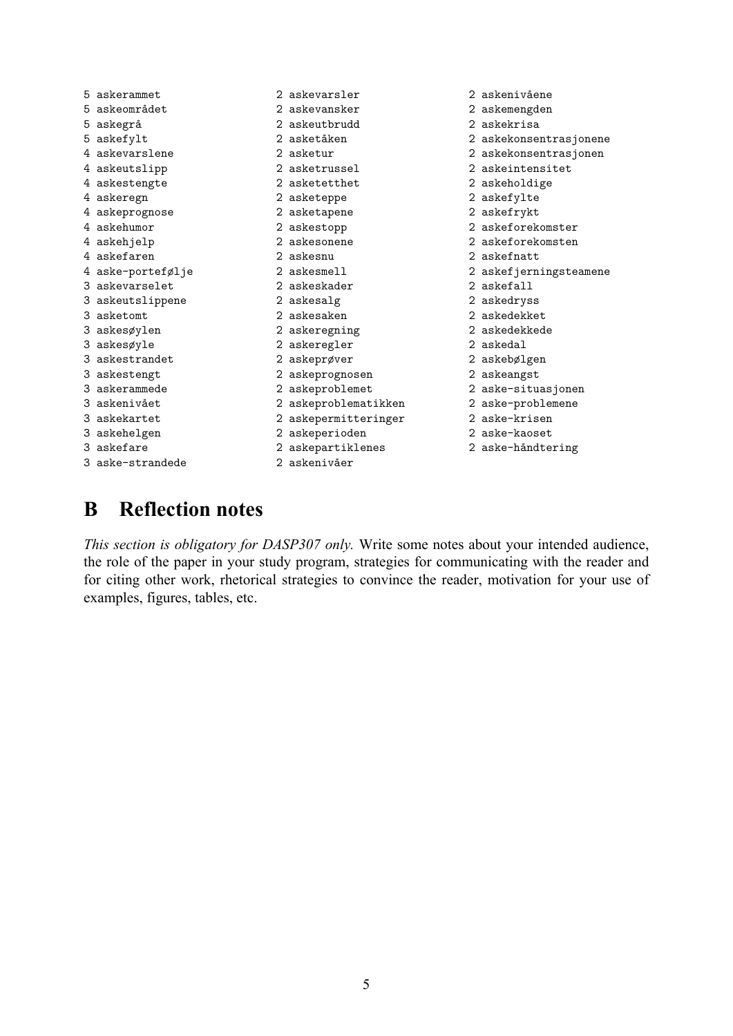```
5 askerammet
5 askeområdet
5 askegrå
5 askefylt
4 askevarslene
4 askeutslipp
4 askestengte
4 askeregn
4 askeprognose
4 askehumor
4 askehjelp
4 askefaren
4 aske-portefølje
3 askevarselet
3 askeutslippene
3 asketomt
3 askesøylen
3 askesøyle
3 askestrandet
3 askestengt
3 askerammede
3 askenivået
3 askekartet
3 askehelgen
3 askefare
3 aske-strandede
2 askevarsler
2 askevansker
2 askeutbrudd
2 asketåken
2 asketur
2 asketrussel
2 asketetthet
2 asketeppe
2 asketapene
2 askestopp
2 askesonene
2 askesnu
2 askesmell
2 askeskader
2 askesalg
2 askesaken
2 askeregning
2 askeregler
2 askeprøver
2 askeprognosen
2 askeproblemet
2 askeproblematikken
2 askepermitteringer
2 askeperioden
2 askepartiklenes
2 askenivåer
2 askenivåene
2 askemengden
2 askekrisa
2 askekonsentrasjonene
2 askekonsentrasjonen
2 askeintensitet
2 askeholdige
2 askefylte
2 askefrykt
2 askeforekomster
2 askeforekomsten
2 askefnatt
2 askefjerningsteamene
2 askefall
2 askedryss
2 askedekket
2 askedekkede
2 askedal
2 askebølgen
2 askeangst
2 aske-situasjonen
2 aske-problemene
2 aske-krisen
2 aske-kaoset
2 aske-håndtering
```

# B Reflection notes

*This section is obligatory for DASP307 only.* Write some notes about your intended audience, the role of the paper in your study program, strategies for communicating with the reader and for citing other work, rhetorical strategies to convince the reader, motivation for your use of examples, figures, tables, etc.